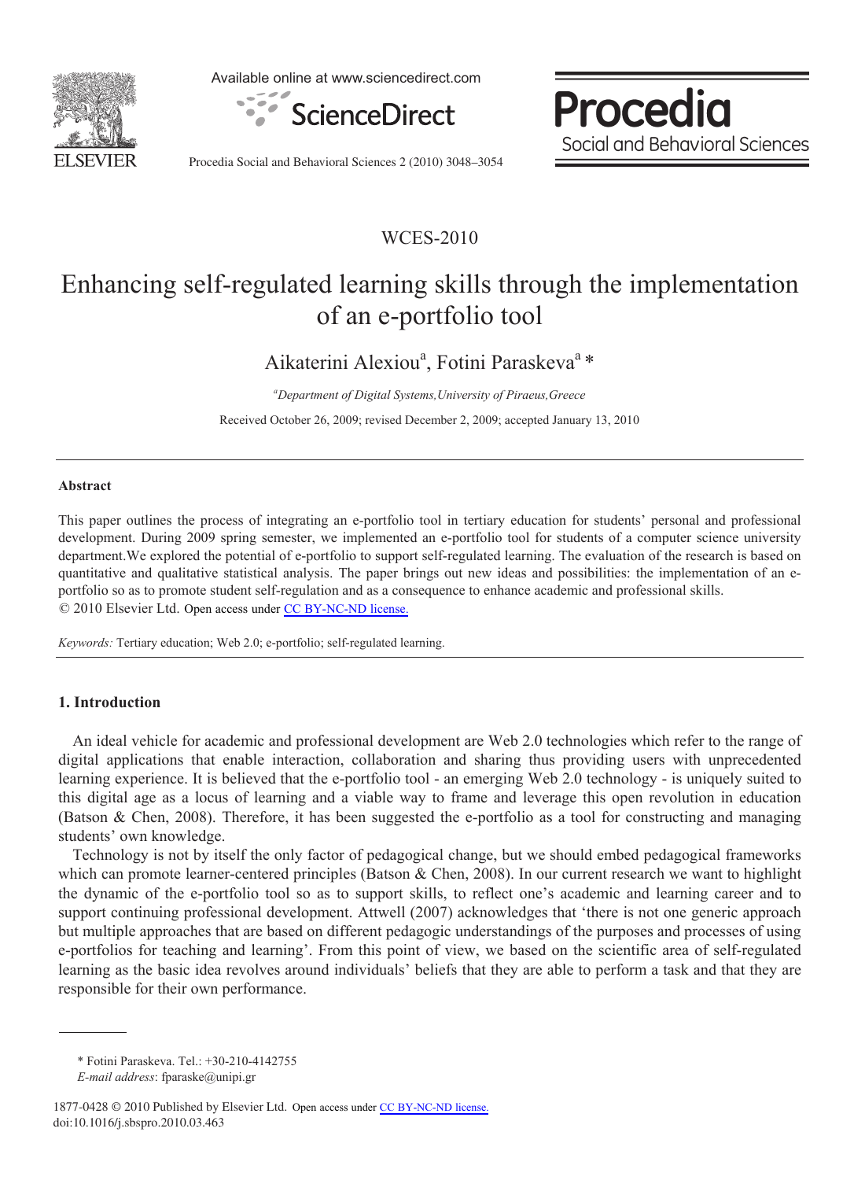WCES-2010

# Enhancing self-regulated learning skills through the implementation of an e-portfolio tool

Aikaterini Alexiou[a], Fotini Paraskeva[a] *

[a]*Department of Digital Systems,University of Piraeus,Greece*

Received October 26, 2009; revised December 2, 2009; accepted January 13, 2010

---

**Abstract**

This paper outlines the process of integrating an e-portfolio tool in tertiary education for students' personal and professional development. During 2009 spring semester, we implemented an e-portfolio tool for students of a computer science university department.We explored the potential of e-portfolio to support self-regulated learning. The evaluation of the research is based on quantitative and qualitative statistical analysis. The paper brings out new ideas and possibilities: the implementation of an e-portfolio so as to promote student self-regulation and as a consequence to enhance academic and professional skills.
© 2010 Elsevier Ltd. Open access under CC BY-NC-ND license.

*Keywords:* Tertiary education; Web 2.0; e-portfolio; self-regulated learning.

---

## 1. Introduction

An ideal vehicle for academic and professional development are Web 2.0 technologies which refer to the range of digital applications that enable interaction, collaboration and sharing thus providing users with unprecedented learning experience. It is believed that the e-portfolio tool - an emerging Web 2.0 technology - is uniquely suited to this digital age as a locus of learning and a viable way to frame and leverage this open revolution in education (Batson & Chen, 2008). Therefore, it has been suggested the e-portfolio as a tool for constructing and managing students' own knowledge.

Technology is not by itself the only factor of pedagogical change, but we should embed pedagogical frameworks which can promote learner-centered principles (Batson & Chen, 2008). In our current research we want to highlight the dynamic of the e-portfolio tool so as to support skills, to reflect one's academic and learning career and to support continuing professional development. Attwell (2007) acknowledges that 'there is not one generic approach but multiple approaches that are based on different pedagogic understandings of the purposes and processes of using e-portfolios for teaching and learning'. From this point of view, we based on the scientific area of self-regulated learning as the basic idea revolves around individuals' beliefs that they are able to perform a task and that they are responsible for their own performance.

---

\* Fotini Paraskeva. Tel.: +30-210-4142755
*E-mail address*: fparaske@unipi.gr

1877-0428 © 2010 Published by Elsevier Ltd. Open access under CC BY-NC-ND license.
doi:10.1016/j.sbspro.2010.03.463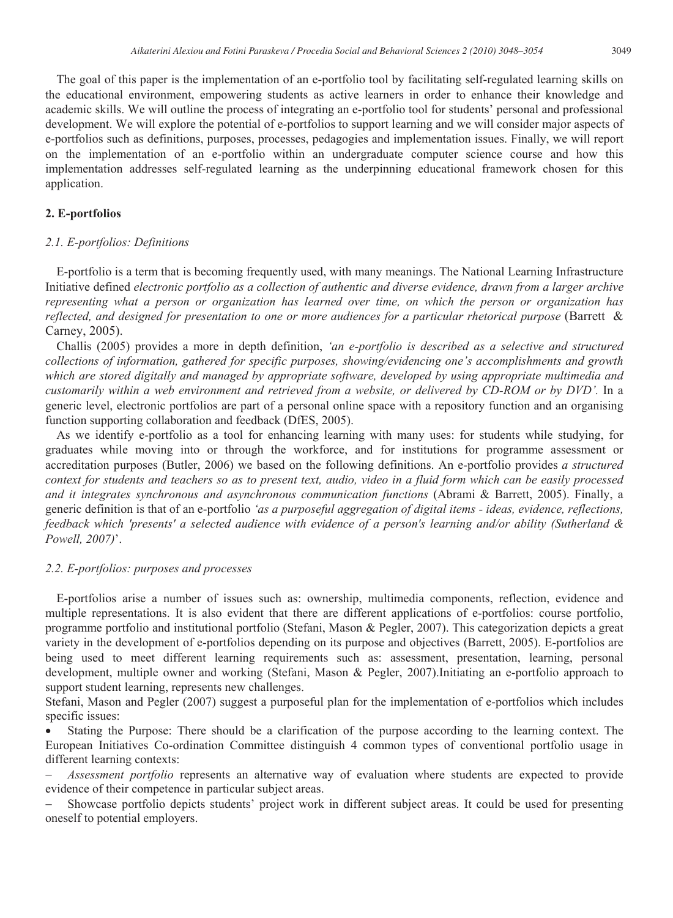The goal of this paper is the implementation of an e-portfolio tool by facilitating self-regulated learning skills on the educational environment, empowering students as active learners in order to enhance their knowledge and academic skills. We will outline the process of integrating an e-portfolio tool for students' personal and professional development. We will explore the potential of e-portfolios to support learning and we will consider major aspects of e-portfolios such as definitions, purposes, processes, pedagogies and implementation issues. Finally, we will report on the implementation of an e-portfolio within an undergraduate computer science course and how this implementation addresses self-regulated learning as the underpinning educational framework chosen for this application.

## 2. E-portfolios

### *2.1. E-portfolios: Definitions*

E-portfolio is a term that is becoming frequently used, with many meanings. The National Learning Infrastructure Initiative defined *electronic portfolio as a collection of authentic and diverse evidence, drawn from a larger archive representing what a person or organization has learned over time, on which the person or organization has reflected, and designed for presentation to one or more audiences for a particular rhetorical purpose* (Barrett & Carney, 2005).

Challis (2005) provides a more in depth definition, *'an e-portfolio is described as a selective and structured collections of information, gathered for specific purposes, showing/evidencing one's accomplishments and growth which are stored digitally and managed by appropriate software, developed by using appropriate multimedia and customarily within a web environment and retrieved from a website, or delivered by CD-ROM or by DVD'.* In a generic level, electronic portfolios are part of a personal online space with a repository function and an organising function supporting collaboration and feedback (DfES, 2005).

As we identify e-portfolio as a tool for enhancing learning with many uses: for students while studying, for graduates while moving into or through the workforce, and for institutions for programme assessment or accreditation purposes (Butler, 2006) we based on the following definitions. An e-portfolio provides *a structured context for students and teachers so as to present text, audio, video in a fluid form which can be easily processed and it integrates synchronous and asynchronous communication functions* (Abrami & Barrett, 2005). Finally, a generic definition is that of an e-portfolio *'as a purposeful aggregation of digital items - ideas, evidence, reflections, feedback which 'presents' a selected audience with evidence of a person's learning and/or ability (Sutherland & Powell, 2007)*'.

### *2.2. E-portfolios: purposes and processes*

E-portfolios arise a number of issues such as: ownership, multimedia components, reflection, evidence and multiple representations. It is also evident that there are different applications of e-portfolios: course portfolio, programme portfolio and institutional portfolio (Stefani, Mason & Pegler, 2007). This categorization depicts a great variety in the development of e-portfolios depending on its purpose and objectives (Barrett, 2005). E-portfolios are being used to meet different learning requirements such as: assessment, presentation, learning, personal development, multiple owner and working (Stefani, Mason & Pegler, 2007).Initiating an e-portfolio approach to support student learning, represents new challenges.

Stefani, Mason and Pegler (2007) suggest a purposeful plan for the implementation of e-portfolios which includes specific issues:

- Stating the Purpose: There should be a clarification of the purpose according to the learning context. The European Initiatives Co-ordination Committee distinguish 4 common types of conventional portfolio usage in different learning contexts:
  - *Assessment portfolio* represents an alternative way of evaluation where students are expected to provide evidence of their competence in particular subject areas.
  - Showcase portfolio depicts students' project work in different subject areas. It could be used for presenting oneself to potential employers.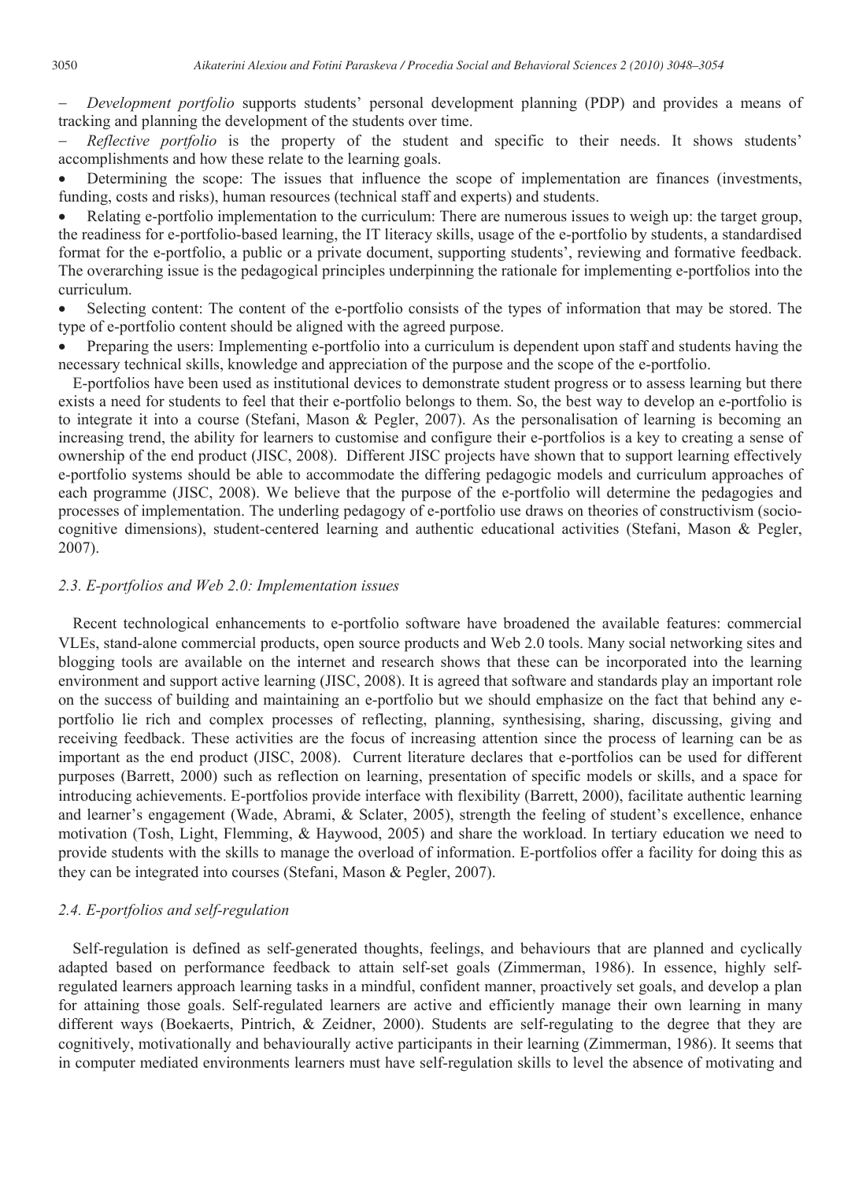– *Development portfolio* supports students' personal development planning (PDP) and provides a means of tracking and planning the development of the students over time.

– *Reflective portfolio* is the property of the student and specific to their needs. It shows students' accomplishments and how these relate to the learning goals.

- Determining the scope: The issues that influence the scope of implementation are finances (investments, funding, costs and risks), human resources (technical staff and experts) and students.
- Relating e-portfolio implementation to the curriculum: There are numerous issues to weigh up: the target group, the readiness for e-portfolio-based learning, the IT literacy skills, usage of the e-portfolio by students, a standardised format for the e-portfolio, a public or a private document, supporting students', reviewing and formative feedback. The overarching issue is the pedagogical principles underpinning the rationale for implementing e-portfolios into the curriculum.
- Selecting content: The content of the e-portfolio consists of the types of information that may be stored. The type of e-portfolio content should be aligned with the agreed purpose.
- Preparing the users: Implementing e-portfolio into a curriculum is dependent upon staff and students having the necessary technical skills, knowledge and appreciation of the purpose and the scope of the e-portfolio.

E-portfolios have been used as institutional devices to demonstrate student progress or to assess learning but there exists a need for students to feel that their e-portfolio belongs to them. So, the best way to develop an e-portfolio is to integrate it into a course (Stefani, Mason & Pegler, 2007). As the personalisation of learning is becoming an increasing trend, the ability for learners to customise and configure their e-portfolios is a key to creating a sense of ownership of the end product (JISC, 2008). Different JISC projects have shown that to support learning effectively e-portfolio systems should be able to accommodate the differing pedagogic models and curriculum approaches of each programme (JISC, 2008). We believe that the purpose of the e-portfolio will determine the pedagogies and processes of implementation. The underling pedagogy of e-portfolio use draws on theories of constructivism (socio-cognitive dimensions), student-centered learning and authentic educational activities (Stefani, Mason & Pegler, 2007).

### *2.3. E-portfolios and Web 2.0: Implementation issues*

Recent technological enhancements to e-portfolio software have broadened the available features: commercial VLEs, stand-alone commercial products, open source products and Web 2.0 tools. Many social networking sites and blogging tools are available on the internet and research shows that these can be incorporated into the learning environment and support active learning (JISC, 2008). It is agreed that software and standards play an important role on the success of building and maintaining an e-portfolio but we should emphasize on the fact that behind any e-portfolio lie rich and complex processes of reflecting, planning, synthesising, sharing, discussing, giving and receiving feedback. These activities are the focus of increasing attention since the process of learning can be as important as the end product (JISC, 2008). Current literature declares that e-portfolios can be used for different purposes (Barrett, 2000) such as reflection on learning, presentation of specific models or skills, and a space for introducing achievements. E-portfolios provide interface with flexibility (Barrett, 2000), facilitate authentic learning and learner's engagement (Wade, Abrami, & Sclater, 2005), strength the feeling of student's excellence, enhance motivation (Tosh, Light, Flemming, & Haywood, 2005) and share the workload. In tertiary education we need to provide students with the skills to manage the overload of information. E-portfolios offer a facility for doing this as they can be integrated into courses (Stefani, Mason & Pegler, 2007).

### *2.4. E-portfolios and self-regulation*

Self-regulation is defined as self-generated thoughts, feelings, and behaviours that are planned and cyclically adapted based on performance feedback to attain self-set goals (Zimmerman, 1986). In essence, highly self-regulated learners approach learning tasks in a mindful, confident manner, proactively set goals, and develop a plan for attaining those goals. Self-regulated learners are active and efficiently manage their own learning in many different ways (Boekaerts, Pintrich, & Zeidner, 2000). Students are self-regulating to the degree that they are cognitively, motivationally and behaviourally active participants in their learning (Zimmerman, 1986). It seems that in computer mediated environments learners must have self-regulation skills to level the absence of motivating and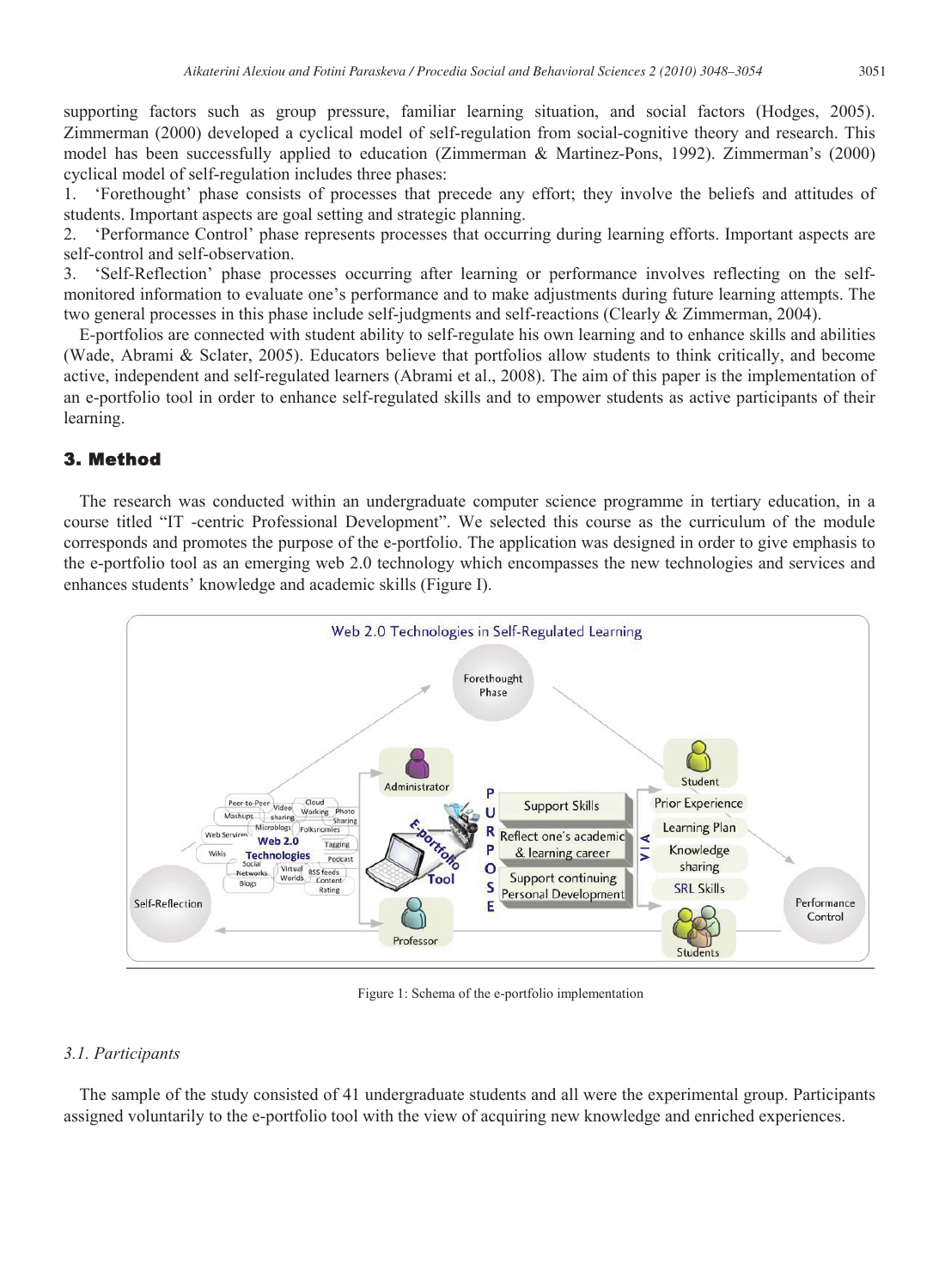supporting factors such as group pressure, familiar learning situation, and social factors (Hodges, 2005). Zimmerman (2000) developed a cyclical model of self-regulation from social-cognitive theory and research. This model has been successfully applied to education (Zimmerman & Martinez-Pons, 1992). Zimmerman's (2000) cyclical model of self-regulation includes three phases:

1. 'Forethought' phase consists of processes that precede any effort; they involve the beliefs and attitudes of students. Important aspects are goal setting and strategic planning.
2. 'Performance Control' phase represents processes that occurring during learning efforts. Important aspects are self-control and self-observation.
3. 'Self-Reflection' phase processes occurring after learning or performance involves reflecting on the self-monitored information to evaluate one's performance and to make adjustments during future learning attempts. The two general processes in this phase include self-judgments and self-reactions (Clearly & Zimmerman, 2004).

E-portfolios are connected with student ability to self-regulate his own learning and to enhance skills and abilities (Wade, Abrami & Sclater, 2005). Educators believe that portfolios allow students to think critically, and become active, independent and self-regulated learners (Abrami et al., 2008). The aim of this paper is the implementation of an e-portfolio tool in order to enhance self-regulated skills and to empower students as active participants of their learning.

## 3. Method

The research was conducted within an undergraduate computer science programme in tertiary education, in a course titled "IT -centric Professional Development". We selected this course as the curriculum of the module corresponds and promotes the purpose of the e-portfolio. The application was designed in order to give emphasis to the e-portfolio tool as an emerging web 2.0 technology which encompasses the new technologies and services and enhances students' knowledge and academic skills (Figure I).

Figure 1: Schema of the e-portfolio implementation

### 3.1. Participants

The sample of the study consisted of 41 undergraduate students and all were the experimental group. Participants assigned voluntarily to the e-portfolio tool with the view of acquiring new knowledge and enriched experiences.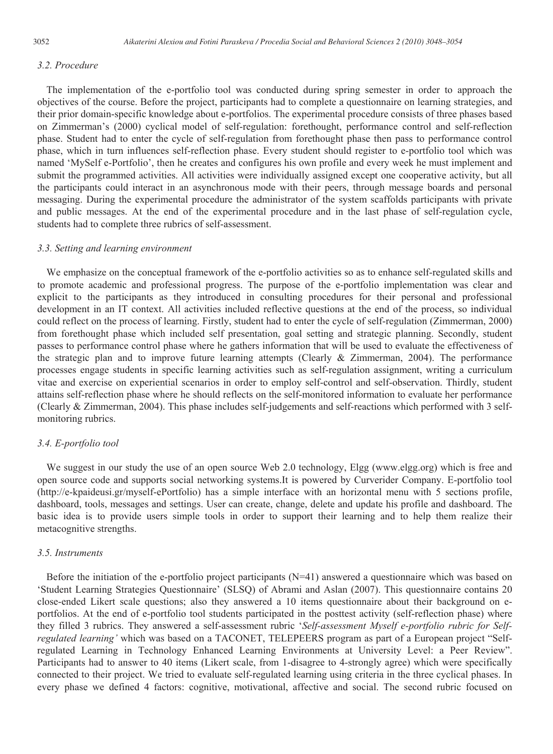### 3.2. Procedure

The implementation of the e-portfolio tool was conducted during spring semester in order to approach the objectives of the course. Before the project, participants had to complete a questionnaire on learning strategies, and their prior domain-specific knowledge about e-portfolios. The experimental procedure consists of three phases based on Zimmerman's (2000) cyclical model of self-regulation: forethought, performance control and self-reflection phase. Student had to enter the cycle of self-regulation from forethought phase then pass to performance control phase, which in turn influences self-reflection phase. Every student should register to e-portfolio tool which was named 'MySelf e-Portfolio', then he creates and configures his own profile and every week he must implement and submit the programmed activities. All activities were individually assigned except one cooperative activity, but all the participants could interact in an asynchronous mode with their peers, through message boards and personal messaging. During the experimental procedure the administrator of the system scaffolds participants with private and public messages. At the end of the experimental procedure and in the last phase of self-regulation cycle, students had to complete three rubrics of self-assessment.

### 3.3. Setting and learning environment

We emphasize on the conceptual framework of the e-portfolio activities so as to enhance self-regulated skills and to promote academic and professional progress. The purpose of the e-portfolio implementation was clear and explicit to the participants as they introduced in consulting procedures for their personal and professional development in an IT context. All activities included reflective questions at the end of the process, so individual could reflect on the process of learning. Firstly, student had to enter the cycle of self-regulation (Zimmerman, 2000) from forethought phase which included self presentation, goal setting and strategic planning. Secondly, student passes to performance control phase where he gathers information that will be used to evaluate the effectiveness of the strategic plan and to improve future learning attempts (Clearly & Zimmerman, 2004). The performance processes engage students in specific learning activities such as self-regulation assignment, writing a curriculum vitae and exercise on experiential scenarios in order to employ self-control and self-observation. Thirdly, student attains self-reflection phase where he should reflects on the self-monitored information to evaluate her performance (Clearly & Zimmerman, 2004). This phase includes self-judgements and self-reactions which performed with 3 self-monitoring rubrics.

### 3.4. E-portfolio tool

We suggest in our study the use of an open source Web 2.0 technology, Elgg (www.elgg.org) which is free and open source code and supports social networking systems.It is powered by Curverider Company. E-portfolio tool (http://e-kpaideusi.gr/myself-ePortfolio) has a simple interface with an horizontal menu with 5 sections profile, dashboard, tools, messages and settings. User can create, change, delete and update his profile and dashboard. The basic idea is to provide users simple tools in order to support their learning and to help them realize their metacognitive strengths.

### 3.5. Instruments

Before the initiation of the e-portfolio project participants (N=41) answered a questionnaire which was based on 'Student Learning Strategies Questionnaire' (SLSQ) of Abrami and Aslan (2007). This questionnaire contains 20 close-ended Likert scale questions; also they answered a 10 items questionnaire about their background on e-portfolios. At the end of e-portfolio tool students participated in the posttest activity (self-reflection phase) where they filled 3 rubrics. They answered a self-assessment rubric '*Self-assessment Myself e-portfolio rubric for Self-regulated learning'* which was based on a TACONET, TELEPEERS program as part of a European project "Self-regulated Learning in Technology Enhanced Learning Environments at University Level: a Peer Review". Participants had to answer to 40 items (Likert scale, from 1-disagree to 4-strongly agree) which were specifically connected to their project. We tried to evaluate self-regulated learning using criteria in the three cyclical phases. In every phase we defined 4 factors: cognitive, motivational, affective and social. The second rubric focused on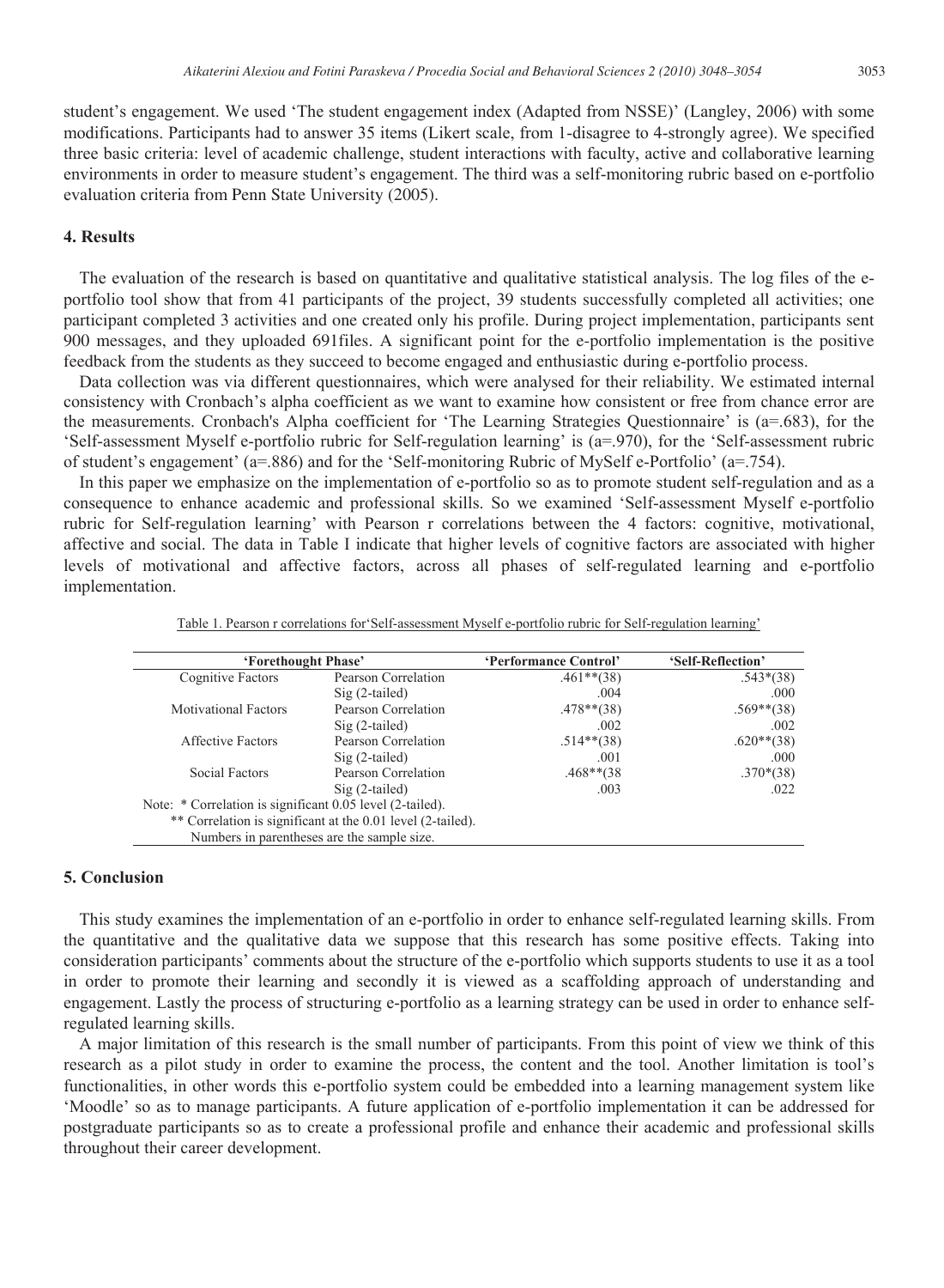student's engagement. We used 'The student engagement index (Adapted from NSSE)' (Langley, 2006) with some modifications. Participants had to answer 35 items (Likert scale, from 1-disagree to 4-strongly agree). We specified three basic criteria: level of academic challenge, student interactions with faculty, active and collaborative learning environments in order to measure student's engagement. The third was a self-monitoring rubric based on e-portfolio evaluation criteria from Penn State University (2005).

## 4. Results

The evaluation of the research is based on quantitative and qualitative statistical analysis. The log files of the e-portfolio tool show that from 41 participants of the project, 39 students successfully completed all activities; one participant completed 3 activities and one created only his profile. During project implementation, participants sent 900 messages, and they uploaded 691files. A significant point for the e-portfolio implementation is the positive feedback from the students as they succeed to become engaged and enthusiastic during e-portfolio process.

Data collection was via different questionnaires, which were analysed for their reliability. We estimated internal consistency with Cronbach's alpha coefficient as we want to examine how consistent or free from chance error are the measurements. Cronbach's Alpha coefficient for 'The Learning Strategies Questionnaire' is (a=.683), for the 'Self-assessment Myself e-portfolio rubric for Self-regulation learning' is (a=.970), for the 'Self-assessment rubric of student's engagement' (a=.886) and for the 'Self-monitoring Rubric of MySelf e-Portfolio' (a=.754).

In this paper we emphasize on the implementation of e-portfolio so as to promote student self-regulation and as a consequence to enhance academic and professional skills. So we examined 'Self-assessment Myself e-portfolio rubric for Self-regulation learning' with Pearson r correlations between the 4 factors: cognitive, motivational, affective and social. The data in Table I indicate that higher levels of cognitive factors are associated with higher levels of motivational and affective factors, across all phases of self-regulated learning and e-portfolio implementation.

Table 1. Pearson r correlations for'Self-assessment Myself e-portfolio rubric for Self-regulation learning'

| 'Forethought Phase' | | 'Performance Control' | 'Self-Reflection' |
|---|---|---|---|
| Cognitive Factors | Pearson Correlation | .461**(38) | .543*(38) |
| | Sig (2-tailed) | .004 | .000 |
| Motivational Factors | Pearson Correlation | .478**(38) | .569**(38) |
| | Sig (2-tailed) | .002 | .002 |
| Affective Factors | Pearson Correlation | .514**(38) | .620**(38) |
| | Sig (2-tailed) | .001 | .000 |
| Social Factors | Pearson Correlation | .468**(38 | .370*(38) |
| | Sig (2-tailed) | .003 | .022 |

Note: * Correlation is significant 0.05 level (2-tailed).
** Correlation is significant at the 0.01 level (2-tailed).
Numbers in parentheses are the sample size.

## 5. Conclusion

This study examines the implementation of an e-portfolio in order to enhance self-regulated learning skills. From the quantitative and the qualitative data we suppose that this research has some positive effects. Taking into consideration participants' comments about the structure of the e-portfolio which supports students to use it as a tool in order to promote their learning and secondly it is viewed as a scaffolding approach of understanding and engagement. Lastly the process of structuring e-portfolio as a learning strategy can be used in order to enhance self-regulated learning skills.

A major limitation of this research is the small number of participants. From this point of view we think of this research as a pilot study in order to examine the process, the content and the tool. Another limitation is tool's functionalities, in other words this e-portfolio system could be embedded into a learning management system like 'Moodle' so as to manage participants. A future application of e-portfolio implementation it can be addressed for postgraduate participants so as to create a professional profile and enhance their academic and professional skills throughout their career development.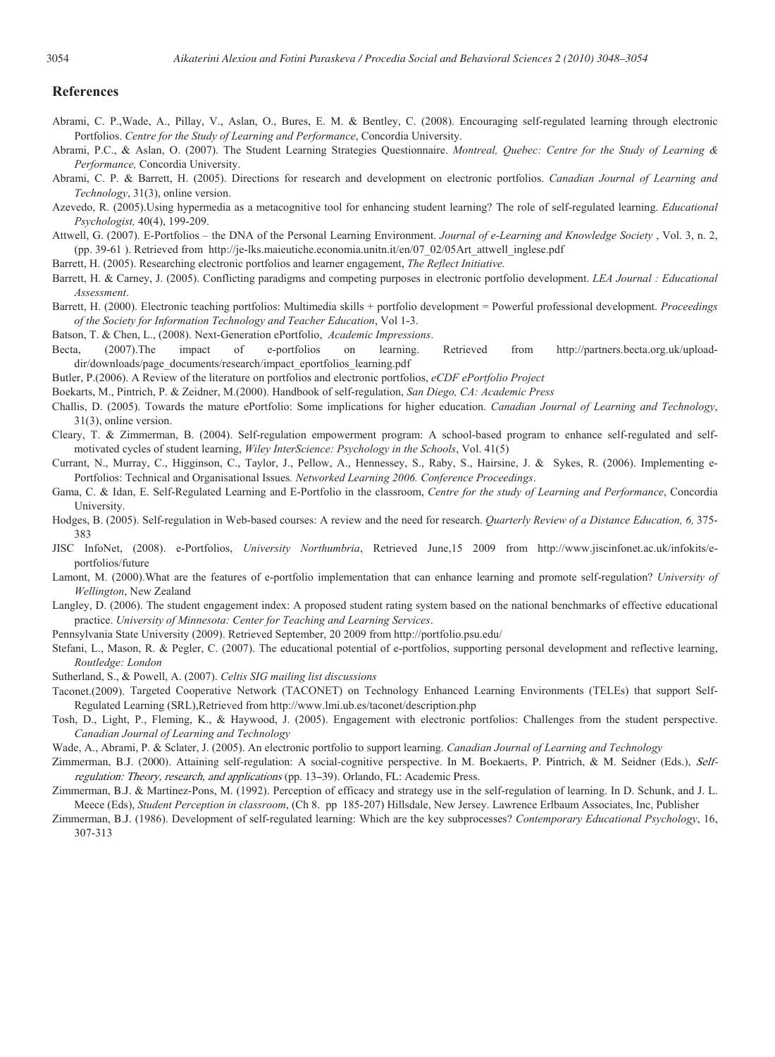## References

Abrami, C. P.,Wade, A., Pillay, V., Aslan, O., Bures, E. M. & Bentley, C. (2008). Encouraging self-regulated learning through electronic Portfolios. *Centre for the Study of Learning and Performance*, Concordia University.

Abrami, P.C., & Aslan, O. (2007). The Student Learning Strategies Questionnaire. *Montreal, Quebec: Centre for the Study of Learning & Performance,* Concordia University.

Abrami, C. P. & Barrett, H. (2005). Directions for research and development on electronic portfolios. *Canadian Journal of Learning and Technology*, 31(3), online version.

Azevedo, R. (2005).Using hypermedia as a metacognitive tool for enhancing student learning? The role of self-regulated learning. *Educational Psychologist,* 40(4), 199-209.

Attwell, G. (2007). E-Portfolios – the DNA of the Personal Learning Environment. *Journal of e-Learning and Knowledge Society* , Vol. 3, n. 2, (pp. 39-61 ). Retrieved from http://je-lks.maieutiche.economia.unitn.it/en/07_02/05Art_attwell_inglese.pdf

Barrett, H. (2005). Researching electronic portfolios and learner engagement, *The Reflect Initiative.*

Barrett, H. & Carney, J. (2005). Conflicting paradigms and competing purposes in electronic portfolio development. *LEA Journal : Educational Assessment*.

Barrett, H. (2000). Electronic teaching portfolios: Multimedia skills + portfolio development = Powerful professional development. *Proceedings of the Society for Information Technology and Teacher Education*, Vol 1-3.

Batson, T. & Chen, L., (2008). Next-Generation ePortfolio, *Academic Impressions*.

Becta, (2007).The impact of e-portfolios on learning. Retrieved from http://partners.becta.org.uk/upload-dir/downloads/page_documents/research/impact_eportfolios_learning.pdf

Butler, P.(2006). A Review of the literature on portfolios and electronic portfolios, *eCDF ePortfolio Project*

Boekarts, M., Pintrich, P. & Zeidner, M.(2000). Handbook of self-regulation, *San Diego, CA: Academic Press*

Challis, D. (2005). Towards the mature ePortfolio: Some implications for higher education. *Canadian Journal of Learning and Technology*, 31(3), online version.

Cleary, T. & Zimmerman, B. (2004). Self-regulation empowerment program: A school-based program to enhance self-regulated and self-motivated cycles of student learning, *Wiley InterScience: Psychology in the Schools*, Vol. 41(5)

Currant, N., Murray, C., Higginson, C., Taylor, J., Pellow, A., Hennessey, S., Raby, S., Hairsine, J. & Sykes, R. (2006). Implementing e-Portfolios: Technical and Organisational Issues*. Networked Learning 2006. Conference Proceedings*.

Gama, C. & Idan, E. Self-Regulated Learning and E-Portfolio in the classroom, *Centre for the study of Learning and Performance*, Concordia University.

Hodges, B. (2005). Self-regulation in Web-based courses: A review and the need for research. *Quarterly Review of a Distance Education, 6,* 375-383

JISC InfoNet, (2008). e-Portfolios, *University Northumbria*, Retrieved June,15 2009 from http://www.jiscinfonet.ac.uk/infokits/e-portfolios/future

Lamont, M. (2000).What are the features of e-portfolio implementation that can enhance learning and promote self-regulation? *University of Wellington*, New Zealand

Langley, D. (2006). The student engagement index: A proposed student rating system based on the national benchmarks of effective educational practice. *University of Minnesota: Center for Teaching and Learning Services*.

Pennsylvania State University (2009). Retrieved September, 20 2009 from http://portfolio.psu.edu/

Stefani, L., Mason, R. & Pegler, C. (2007). The educational potential of e-portfolios, supporting personal development and reflective learning, *Routledge: London*

Sutherland, S., & Powell, A. (2007). *Celtis SIG mailing list discussions*

Taconet.(2009). Targeted Cooperative Network (TACONET) on Technology Enhanced Learning Environments (TELEs) that support Self-Regulated Learning (SRL),Retrieved from http://www.lmi.ub.es/taconet/description.php

Tosh, D., Light, P., Fleming, K., & Haywood, J. (2005). Engagement with electronic portfolios: Challenges from the student perspective. *Canadian Journal of Learning and Technology*

Wade, A., Abrami, P. & Sclater, J. (2005). An electronic portfolio to support learning. *Canadian Journal of Learning and Technology*

Zimmerman, B.J. (2000). Attaining self-regulation: A social-cognitive perspective. In M. Boekaerts, P. Pintrich, & M. Seidner (Eds.), *Self-regulation: Theory, research, and applications* (pp. 13–39). Orlando, FL: Academic Press.

Zimmerman, B.J. & Martinez-Pons, M. (1992). Perception of efficacy and strategy use in the self-regulation of learning. In D. Schunk, and J. L. Meece (Eds), *Student Perception in classroom*, (Ch 8. pp 185-207) Hillsdale, New Jersey. Lawrence Erlbaum Associates, Inc, Publisher

Zimmerman, B.J. (1986). Development of self-regulated learning: Which are the key subprocesses? *Contemporary Educational Psychology*, 16, 307-313